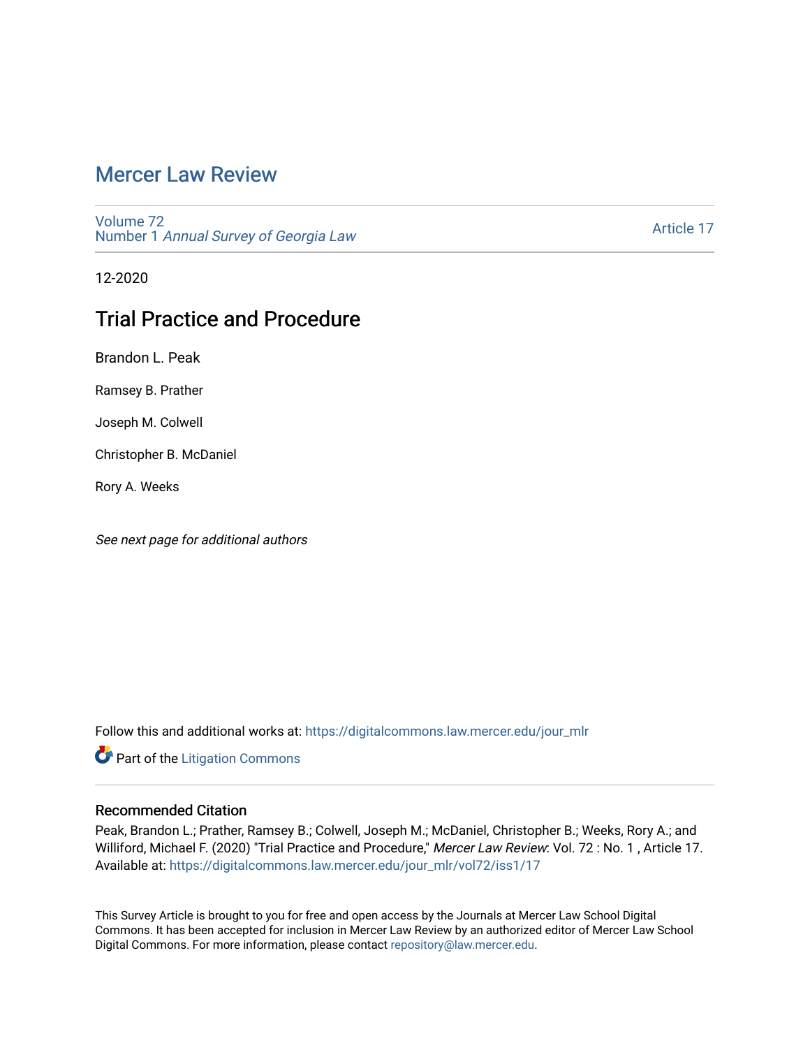# Mercer Law Review

Volume 72
Number 1 *Annual Survey of Georgia Law*

Article 17

12-2020

## Trial Practice and Procedure

Brandon L. Peak

Ramsey B. Prather

Joseph M. Colwell

Christopher B. McDaniel

Rory A. Weeks

*See next page for additional authors*

Follow this and additional works at: https://digitalcommons.law.mercer.edu/jour_mlr

Part of the Litigation Commons

### Recommended Citation

Peak, Brandon L.; Prather, Ramsey B.; Colwell, Joseph M.; McDaniel, Christopher B.; Weeks, Rory A.; and Williford, Michael F. (2020) "Trial Practice and Procedure," *Mercer Law Review*: Vol. 72 : No. 1 , Article 17. Available at: https://digitalcommons.law.mercer.edu/jour_mlr/vol72/iss1/17

This Survey Article is brought to you for free and open access by the Journals at Mercer Law School Digital Commons. It has been accepted for inclusion in Mercer Law Review by an authorized editor of Mercer Law School Digital Commons. For more information, please contact repository@law.mercer.edu.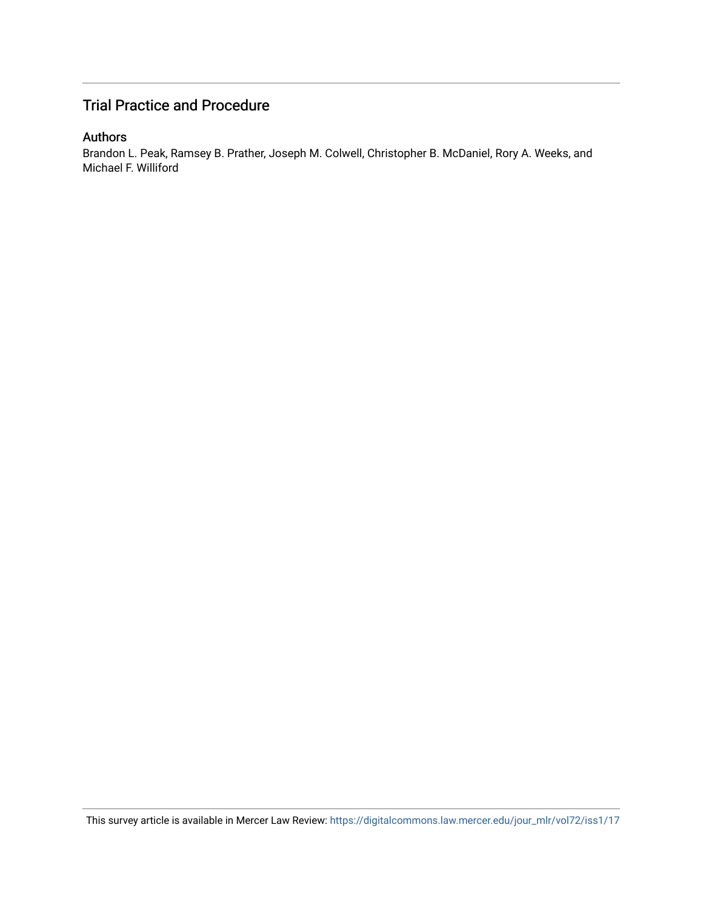# Trial Practice and Procedure

## Authors

Brandon L. Peak, Ramsey B. Prather, Joseph M. Colwell, Christopher B. McDaniel, Rory A. Weeks, and Michael F. Williford

This survey article is available in Mercer Law Review: https://digitalcommons.law.mercer.edu/jour_mlr/vol72/iss1/17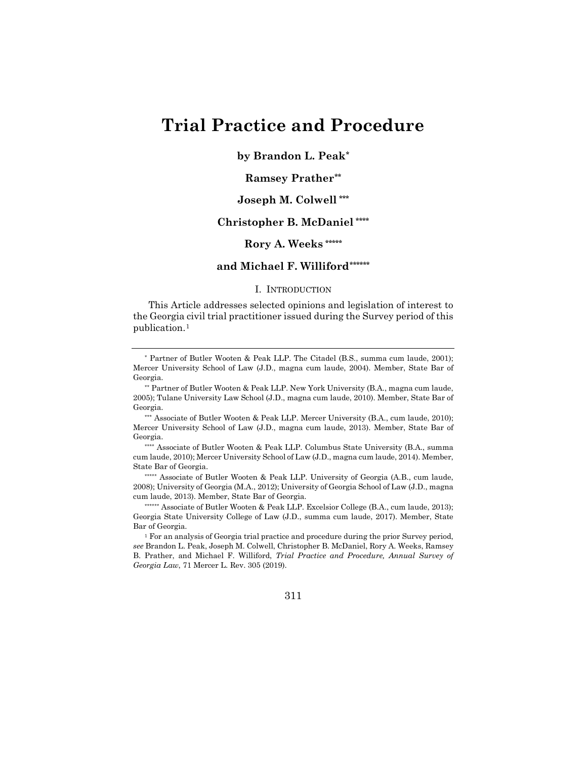# Trial Practice and Procedure

**by Brandon L. Peak[*]**

**Ramsey Prather[**]**

**Joseph M. Colwell [***]**

**Christopher B. McDaniel [****]**

**Rory A. Weeks [*****]**

**and Michael F. Williford[******]**

## I. INTRODUCTION

This Article addresses selected opinions and legislation of interest to the Georgia civil trial practitioner issued during the Survey period of this publication.[1]

---

[*] Partner of Butler Wooten & Peak LLP. The Citadel (B.S., summa cum laude, 2001); Mercer University School of Law (J.D., magna cum laude, 2004). Member, State Bar of Georgia.

[**] Partner of Butler Wooten & Peak LLP. New York University (B.A., magna cum laude, 2005); Tulane University Law School (J.D., magna cum laude, 2010). Member, State Bar of Georgia.

[***] Associate of Butler Wooten & Peak LLP. Mercer University (B.A., cum laude, 2010); Mercer University School of Law (J.D., magna cum laude, 2013). Member, State Bar of Georgia.

[****] Associate of Butler Wooten & Peak LLP. Columbus State University (B.A., summa cum laude, 2010); Mercer University School of Law (J.D., magna cum laude, 2014). Member, State Bar of Georgia.

[*****] Associate of Butler Wooten & Peak LLP. University of Georgia (A.B., cum laude, 2008); University of Georgia (M.A., 2012); University of Georgia School of Law (J.D., magna cum laude, 2013). Member, State Bar of Georgia.

[******] Associate of Butler Wooten & Peak LLP. Excelsior College (B.A., cum laude, 2013); Georgia State University College of Law (J.D., summa cum laude, 2017). Member, State Bar of Georgia.

[1] For an analysis of Georgia trial practice and procedure during the prior Survey period, *see* Brandon L. Peak, Joseph M. Colwell, Christopher B. McDaniel, Rory A. Weeks, Ramsey B. Prather, and Michael F. Williford, *Trial Practice and Procedure, Annual Survey of Georgia Law*, 71 Mercer L. Rev. 305 (2019).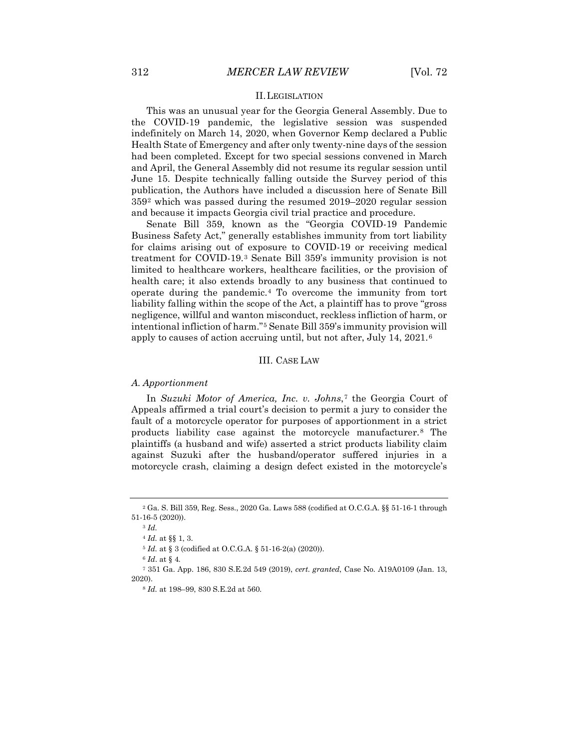## II. LEGISLATION

This was an unusual year for the Georgia General Assembly. Due to the COVID-19 pandemic, the legislative session was suspended indefinitely on March 14, 2020, when Governor Kemp declared a Public Health State of Emergency and after only twenty-nine days of the session had been completed. Except for two special sessions convened in March and April, the General Assembly did not resume its regular session until June 15. Despite technically falling outside the Survey period of this publication, the Authors have included a discussion here of Senate Bill 359[2] which was passed during the resumed 2019–2020 regular session and because it impacts Georgia civil trial practice and procedure.

Senate Bill 359, known as the "Georgia COVID-19 Pandemic Business Safety Act," generally establishes immunity from tort liability for claims arising out of exposure to COVID-19 or receiving medical treatment for COVID-19.[3] Senate Bill 359's immunity provision is not limited to healthcare workers, healthcare facilities, or the provision of health care; it also extends broadly to any business that continued to operate during the pandemic.[4] To overcome the immunity from tort liability falling within the scope of the Act, a plaintiff has to prove "gross negligence, willful and wanton misconduct, reckless infliction of harm, or intentional infliction of harm."[5] Senate Bill 359's immunity provision will apply to causes of action accruing until, but not after, July 14, 2021.[6]

## III. CASE LAW

### A. Apportionment

In *Suzuki Motor of America, Inc. v. Johns*,[7] the Georgia Court of Appeals affirmed a trial court's decision to permit a jury to consider the fault of a motorcycle operator for purposes of apportionment in a strict products liability case against the motorcycle manufacturer.[8] The plaintiffs (a husband and wife) asserted a strict products liability claim against Suzuki after the husband/operator suffered injuries in a motorcycle crash, claiming a design defect existed in the motorcycle's

---

[2] Ga. S. Bill 359, Reg. Sess., 2020 Ga. Laws 588 (codified at O.C.G.A. §§ 51-16-1 through 51-16-5 (2020)).

[3] *Id.*

[4] *Id.* at §§ 1, 3.

[5] *Id.* at § 3 (codified at O.C.G.A. § 51-16-2(a) (2020)).

[6] *Id*. at § 4.

[7] 351 Ga. App. 186, 830 S.E.2d 549 (2019), *cert. granted*, Case No. A19A0109 (Jan. 13, 2020).

[8] *Id.* at 198–99, 830 S.E.2d at 560.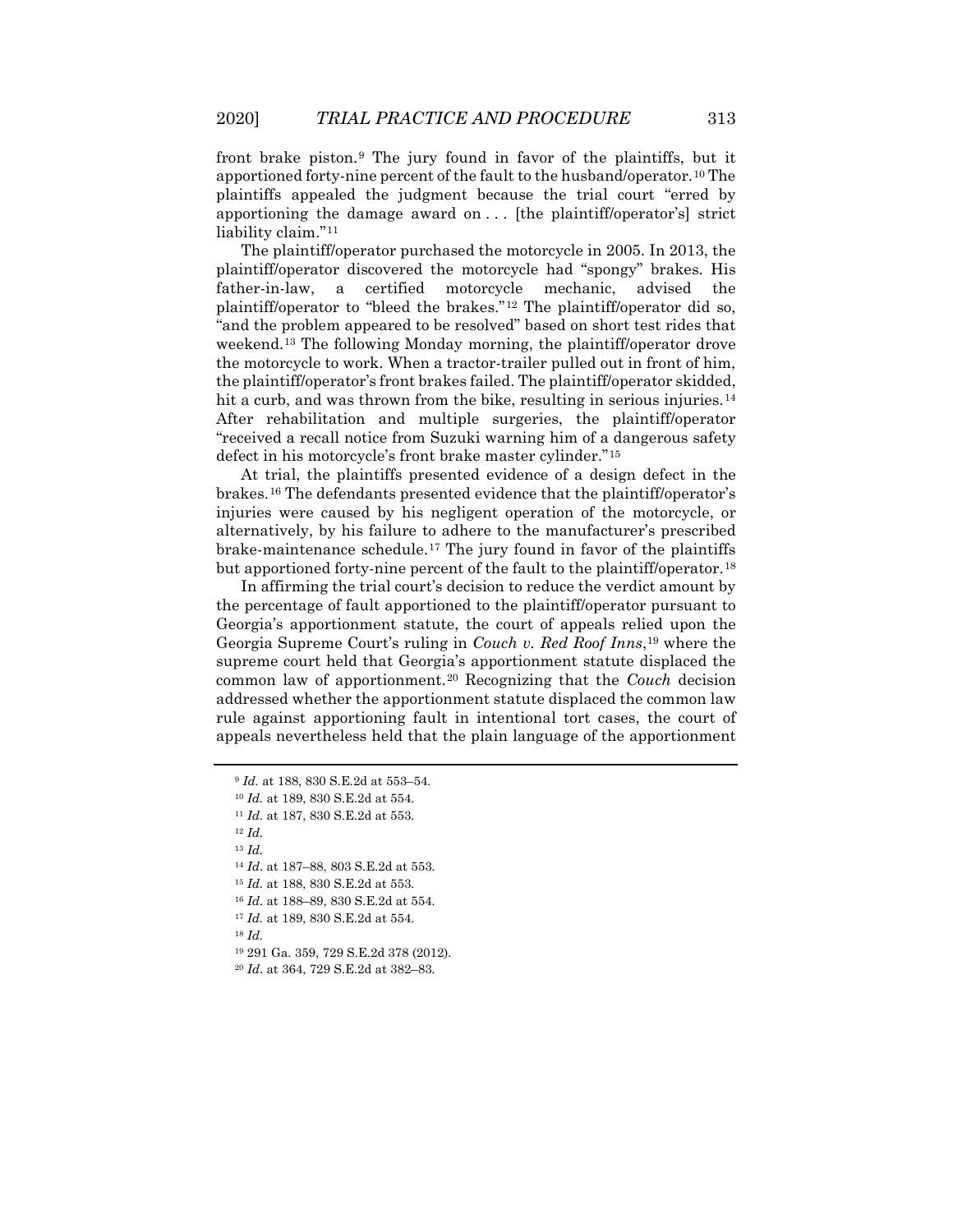front brake piston.[9] The jury found in favor of the plaintiffs, but it apportioned forty-nine percent of the fault to the husband/operator.[10] The plaintiffs appealed the judgment because the trial court "erred by apportioning the damage award on . . . [the plaintiff/operator's] strict liability claim."[11]

The plaintiff/operator purchased the motorcycle in 2005. In 2013, the plaintiff/operator discovered the motorcycle had "spongy" brakes. His father-in-law, a certified motorcycle mechanic, advised the plaintiff/operator to "bleed the brakes."[12] The plaintiff/operator did so, "and the problem appeared to be resolved" based on short test rides that weekend.[13] The following Monday morning, the plaintiff/operator drove the motorcycle to work. When a tractor-trailer pulled out in front of him, the plaintiff/operator's front brakes failed. The plaintiff/operator skidded, hit a curb, and was thrown from the bike, resulting in serious injuries.[14] After rehabilitation and multiple surgeries, the plaintiff/operator "received a recall notice from Suzuki warning him of a dangerous safety defect in his motorcycle's front brake master cylinder."[15]

At trial, the plaintiffs presented evidence of a design defect in the brakes.[16] The defendants presented evidence that the plaintiff/operator's injuries were caused by his negligent operation of the motorcycle, or alternatively, by his failure to adhere to the manufacturer's prescribed brake-maintenance schedule.[17] The jury found in favor of the plaintiffs but apportioned forty-nine percent of the fault to the plaintiff/operator.[18]

In affirming the trial court's decision to reduce the verdict amount by the percentage of fault apportioned to the plaintiff/operator pursuant to Georgia's apportionment statute, the court of appeals relied upon the Georgia Supreme Court's ruling in *Couch v. Red Roof Inns*,[19] where the supreme court held that Georgia's apportionment statute displaced the common law of apportionment.[20] Recognizing that the *Couch* decision addressed whether the apportionment statute displaced the common law rule against apportioning fault in intentional tort cases, the court of appeals nevertheless held that the plain language of the apportionment

---

[9] *Id.* at 188, 830 S.E.2d at 553–54.

[10] *Id.* at 189, 830 S.E.2d at 554.

[11] *Id.* at 187, 830 S.E.2d at 553.

[12] *Id.*

[13] *Id.*

[14] *Id*. at 187–88, 803 S.E.2d at 553.

[15] *Id.* at 188, 830 S.E.2d at 553.

[16] *Id*. at 188–89, 830 S.E.2d at 554.

[17] *Id.* at 189, 830 S.E.2d at 554.

[18] *Id.*

[19] 291 Ga. 359, 729 S.E.2d 378 (2012).

[20] *Id*. at 364, 729 S.E.2d at 382–83.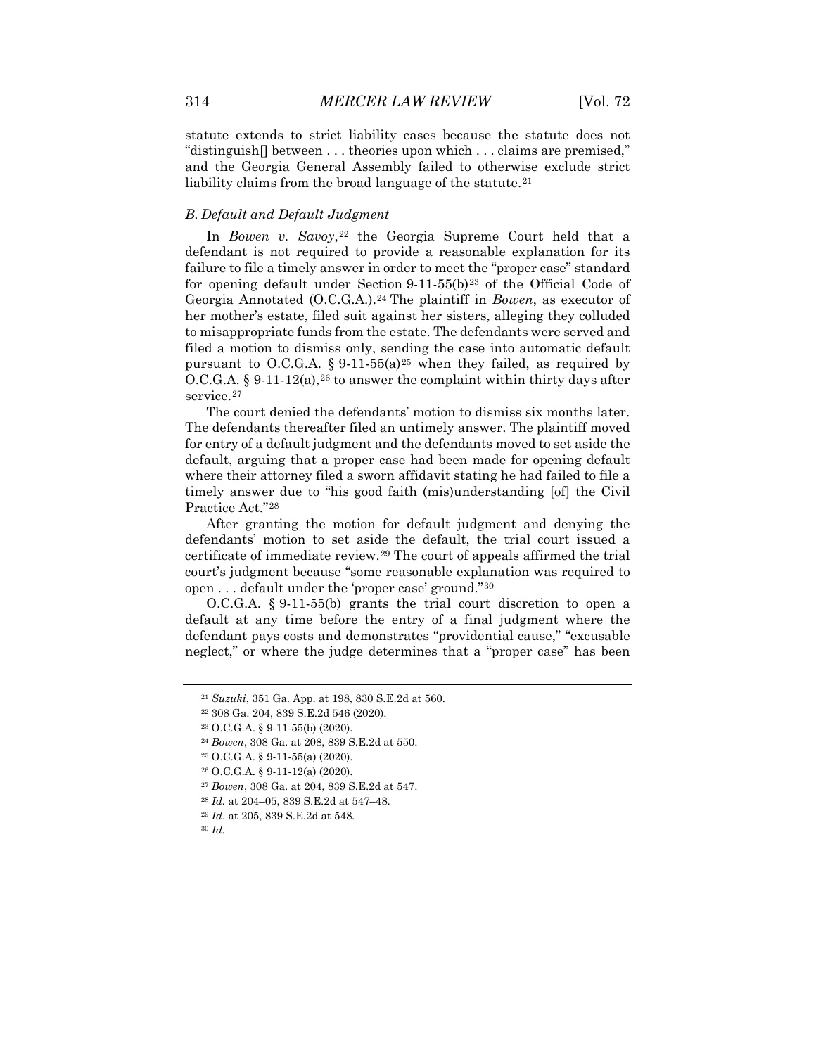statute extends to strict liability cases because the statute does not "distinguish[] between . . . theories upon which . . . claims are premised," and the Georgia General Assembly failed to otherwise exclude strict liability claims from the broad language of the statute.[21]

### *B. Default and Default Judgment*

In *Bowen v. Savoy*,[22] the Georgia Supreme Court held that a defendant is not required to provide a reasonable explanation for its failure to file a timely answer in order to meet the "proper case" standard for opening default under Section 9-11-55(b)[23] of the Official Code of Georgia Annotated (O.C.G.A.).[24] The plaintiff in *Bowen*, as executor of her mother's estate, filed suit against her sisters, alleging they colluded to misappropriate funds from the estate. The defendants were served and filed a motion to dismiss only, sending the case into automatic default pursuant to O.C.G.A. § 9-11-55(a)[25] when they failed, as required by O.C.G.A. § 9-11-12(a),[26] to answer the complaint within thirty days after service.[27]

The court denied the defendants' motion to dismiss six months later. The defendants thereafter filed an untimely answer. The plaintiff moved for entry of a default judgment and the defendants moved to set aside the default, arguing that a proper case had been made for opening default where their attorney filed a sworn affidavit stating he had failed to file a timely answer due to "his good faith (mis)understanding [of] the Civil Practice Act."[28]

After granting the motion for default judgment and denying the defendants' motion to set aside the default, the trial court issued a certificate of immediate review.[29] The court of appeals affirmed the trial court's judgment because "some reasonable explanation was required to open . . . default under the 'proper case' ground."[30]

O.C.G.A. § 9-11-55(b) grants the trial court discretion to open a default at any time before the entry of a final judgment where the defendant pays costs and demonstrates "providential cause," "excusable neglect," or where the judge determines that a "proper case" has been

---

[21] *Suzuki*, 351 Ga. App. at 198, 830 S.E.2d at 560.

[22] 308 Ga. 204, 839 S.E.2d 546 (2020).

[23] O.C.G.A. § 9-11-55(b) (2020).

[24] *Bowen*, 308 Ga. at 208, 839 S.E.2d at 550.

[25] O.C.G.A. § 9-11-55(a) (2020).

[26] O.C.G.A. § 9-11-12(a) (2020).

[27] *Bowen*, 308 Ga. at 204, 839 S.E.2d at 547.

[28] *Id.* at 204–05, 839 S.E.2d at 547–48.

[29] *Id*. at 205, 839 S.E.2d at 548.

[30] *Id.*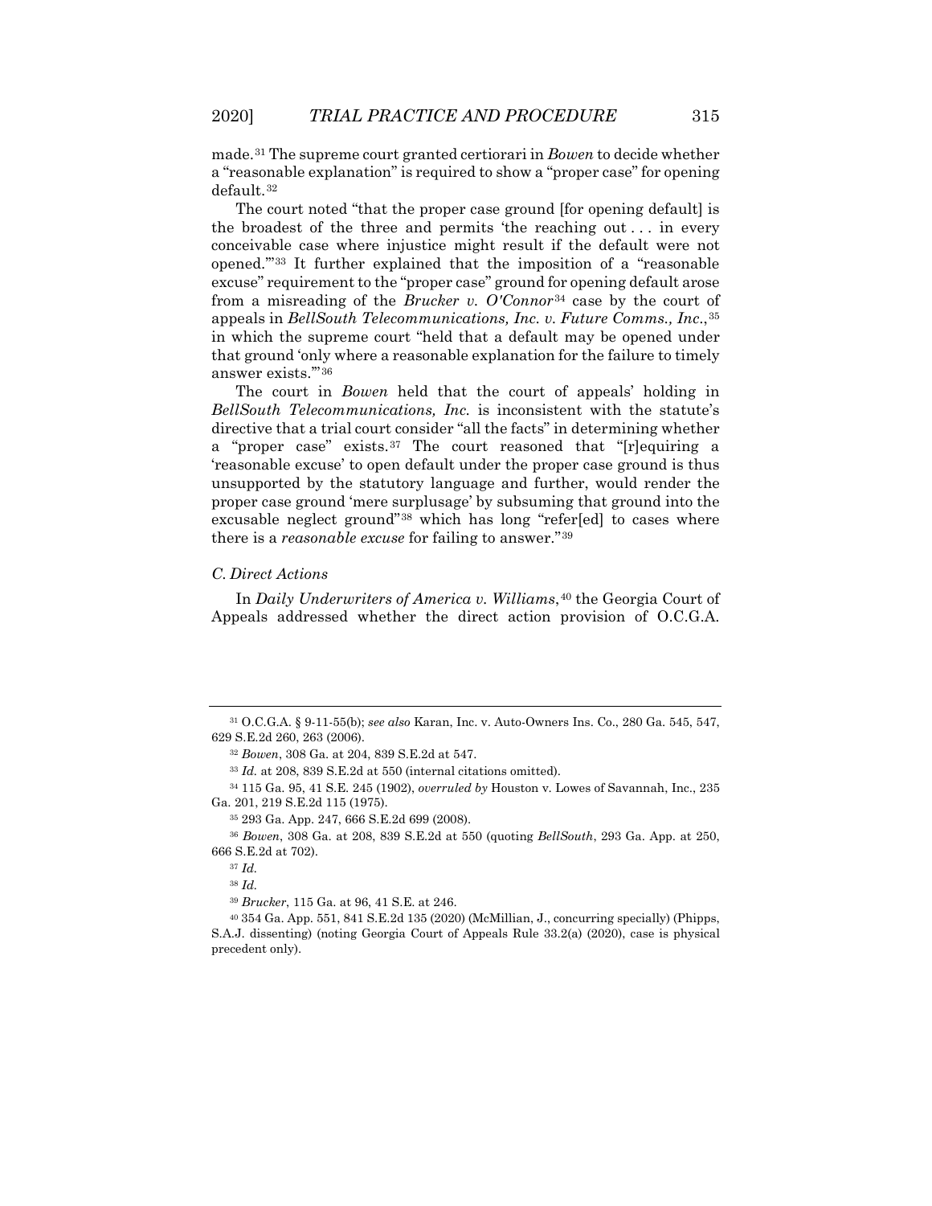made.[31] The supreme court granted certiorari in *Bowen* to decide whether a "reasonable explanation" is required to show a "proper case" for opening default.[32]

The court noted "that the proper case ground [for opening default] is the broadest of the three and permits 'the reaching out . . . in every conceivable case where injustice might result if the default were not opened.'"[33] It further explained that the imposition of a "reasonable excuse" requirement to the "proper case" ground for opening default arose from a misreading of the *Brucker v. O'Connor*[34] case by the court of appeals in *BellSouth Telecommunications, Inc. v. Future Comms., Inc.*,[35] in which the supreme court "held that a default may be opened under that ground 'only where a reasonable explanation for the failure to timely answer exists.'"[36]

The court in *Bowen* held that the court of appeals' holding in *BellSouth Telecommunications, Inc.* is inconsistent with the statute's directive that a trial court consider "all the facts" in determining whether a "proper case" exists.[37] The court reasoned that "[r]equiring a 'reasonable excuse' to open default under the proper case ground is thus unsupported by the statutory language and further, would render the proper case ground 'mere surplusage' by subsuming that ground into the excusable neglect ground"[38] which has long "refer[ed] to cases where there is a *reasonable excuse* for failing to answer."[39]

### C. Direct Actions

In *Daily Underwriters of America v. Williams*,[40] the Georgia Court of Appeals addressed whether the direct action provision of O.C.G.A.

---

[31] O.C.G.A. § 9-11-55(b); *see also* Karan, Inc. v. Auto-Owners Ins. Co., 280 Ga. 545, 547, 629 S.E.2d 260, 263 (2006).

[32] *Bowen*, 308 Ga. at 204, 839 S.E.2d at 547.

[33] *Id.* at 208, 839 S.E.2d at 550 (internal citations omitted).

[34] 115 Ga. 95, 41 S.E. 245 (1902), *overruled by* Houston v. Lowes of Savannah, Inc., 235 Ga. 201, 219 S.E.2d 115 (1975).

[35] 293 Ga. App. 247, 666 S.E.2d 699 (2008).

[36] *Bowen*, 308 Ga. at 208, 839 S.E.2d at 550 (quoting *BellSouth*, 293 Ga. App. at 250, 666 S.E.2d at 702).

[37] *Id.*

[38] *Id.*

[39] *Brucker*, 115 Ga. at 96, 41 S.E. at 246.

[40] 354 Ga. App. 551, 841 S.E.2d 135 (2020) (McMillian, J., concurring specially) (Phipps, S.A.J. dissenting) (noting Georgia Court of Appeals Rule 33.2(a) (2020), case is physical precedent only).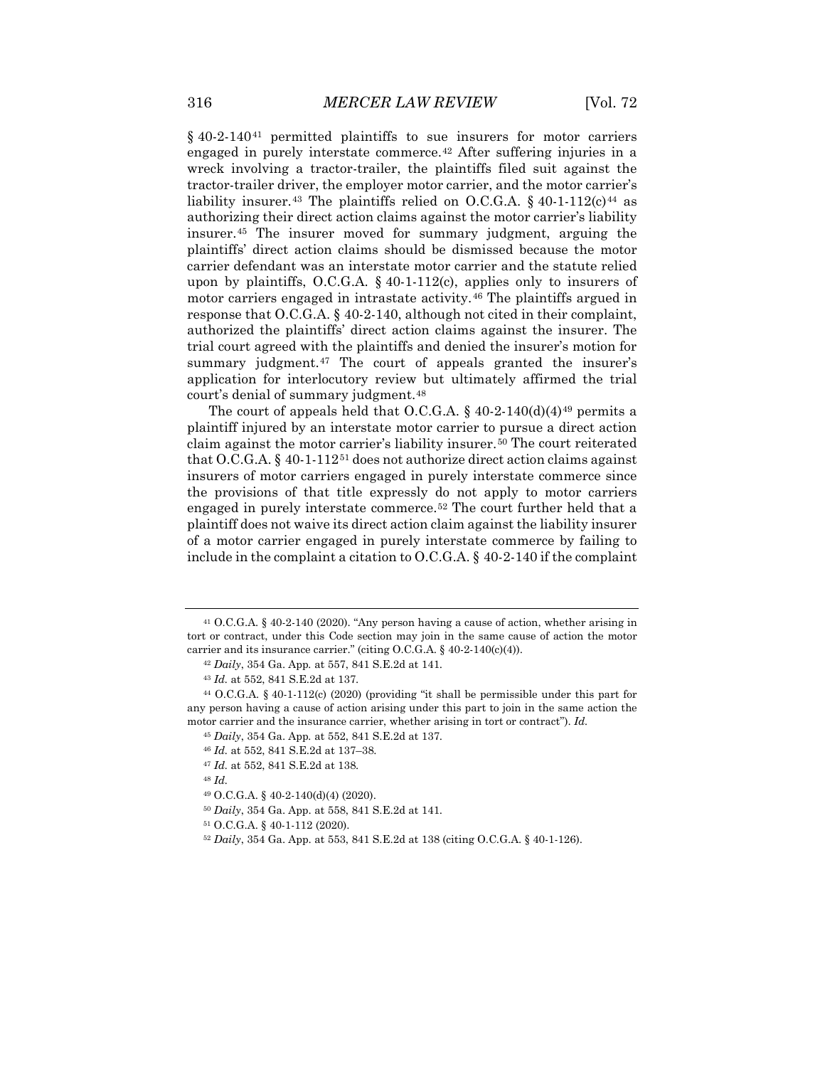§ 40-2-140[41] permitted plaintiffs to sue insurers for motor carriers engaged in purely interstate commerce.[42] After suffering injuries in a wreck involving a tractor-trailer, the plaintiffs filed suit against the tractor-trailer driver, the employer motor carrier, and the motor carrier's liability insurer.[43] The plaintiffs relied on O.C.G.A. § 40-1-112(c)[44] as authorizing their direct action claims against the motor carrier's liability insurer.[45] The insurer moved for summary judgment, arguing the plaintiffs' direct action claims should be dismissed because the motor carrier defendant was an interstate motor carrier and the statute relied upon by plaintiffs, O.C.G.A. § 40-1-112(c), applies only to insurers of motor carriers engaged in intrastate activity.[46] The plaintiffs argued in response that O.C.G.A. § 40-2-140, although not cited in their complaint, authorized the plaintiffs' direct action claims against the insurer. The trial court agreed with the plaintiffs and denied the insurer's motion for summary judgment.[47] The court of appeals granted the insurer's application for interlocutory review but ultimately affirmed the trial court's denial of summary judgment.[48]

The court of appeals held that O.C.G.A. § 40-2-140(d)(4)[49] permits a plaintiff injured by an interstate motor carrier to pursue a direct action claim against the motor carrier's liability insurer.[50] The court reiterated that O.C.G.A. § 40-1-112[51] does not authorize direct action claims against insurers of motor carriers engaged in purely interstate commerce since the provisions of that title expressly do not apply to motor carriers engaged in purely interstate commerce.[52] The court further held that a plaintiff does not waive its direct action claim against the liability insurer of a motor carrier engaged in purely interstate commerce by failing to include in the complaint a citation to O.C.G.A. § 40-2-140 if the complaint

---

[41] O.C.G.A. § 40-2-140 (2020). "Any person having a cause of action, whether arising in tort or contract, under this Code section may join in the same cause of action the motor carrier and its insurance carrier." (citing O.C.G.A. § 40-2-140(c)(4)).

[42] *Daily*, 354 Ga. App. at 557, 841 S.E.2d at 141.

[43] *Id.* at 552, 841 S.E.2d at 137.

[44] O.C.G.A. § 40-1-112(c) (2020) (providing "it shall be permissible under this part for any person having a cause of action arising under this part to join in the same action the motor carrier and the insurance carrier, whether arising in tort or contract"). *Id.*

[45] *Daily*, 354 Ga. App. at 552, 841 S.E.2d at 137.

[46] *Id.* at 552, 841 S.E.2d at 137–38.

[47] *Id.* at 552, 841 S.E.2d at 138.

[48] *Id.*

[49] O.C.G.A. § 40-2-140(d)(4) (2020).

[50] *Daily*, 354 Ga. App. at 558, 841 S.E.2d at 141.

[51] O.C.G.A. § 40-1-112 (2020).

[52] *Daily*, 354 Ga. App. at 553, 841 S.E.2d at 138 (citing O.C.G.A. § 40-1-126).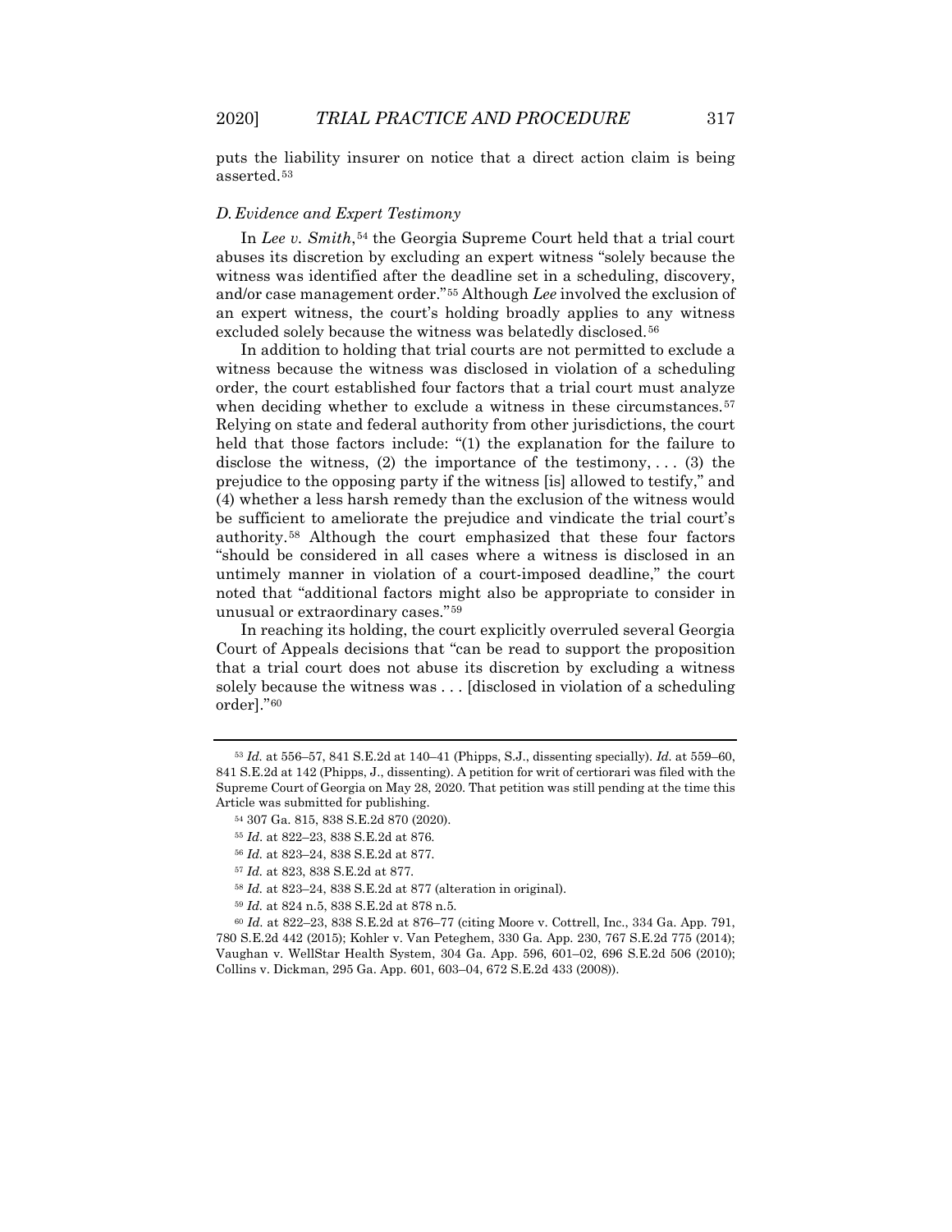puts the liability insurer on notice that a direct action claim is being asserted.[53]

### *D. Evidence and Expert Testimony*

In *Lee v. Smith*,[54] the Georgia Supreme Court held that a trial court abuses its discretion by excluding an expert witness "solely because the witness was identified after the deadline set in a scheduling, discovery, and/or case management order."[55] Although *Lee* involved the exclusion of an expert witness, the court's holding broadly applies to any witness excluded solely because the witness was belatedly disclosed.[56]

In addition to holding that trial courts are not permitted to exclude a witness because the witness was disclosed in violation of a scheduling order, the court established four factors that a trial court must analyze when deciding whether to exclude a witness in these circumstances.[57] Relying on state and federal authority from other jurisdictions, the court held that those factors include: "(1) the explanation for the failure to disclose the witness, (2) the importance of the testimony, . . . (3) the prejudice to the opposing party if the witness [is] allowed to testify," and (4) whether a less harsh remedy than the exclusion of the witness would be sufficient to ameliorate the prejudice and vindicate the trial court's authority.[58] Although the court emphasized that these four factors "should be considered in all cases where a witness is disclosed in an untimely manner in violation of a court-imposed deadline," the court noted that "additional factors might also be appropriate to consider in unusual or extraordinary cases."[59]

In reaching its holding, the court explicitly overruled several Georgia Court of Appeals decisions that "can be read to support the proposition that a trial court does not abuse its discretion by excluding a witness solely because the witness was . . . [disclosed in violation of a scheduling order]."[60]

---

[53] *Id.* at 556–57, 841 S.E.2d at 140–41 (Phipps, S.J., dissenting specially). *Id.* at 559–60, 841 S.E.2d at 142 (Phipps, J., dissenting). A petition for writ of certiorari was filed with the Supreme Court of Georgia on May 28, 2020. That petition was still pending at the time this Article was submitted for publishing.

[54] 307 Ga. 815, 838 S.E.2d 870 (2020).

[55] *Id.* at 822–23, 838 S.E.2d at 876.

[56] *Id.* at 823–24, 838 S.E.2d at 877.

[57] *Id.* at 823, 838 S.E.2d at 877.

[58] *Id.* at 823–24, 838 S.E.2d at 877 (alteration in original).

[59] *Id.* at 824 n.5, 838 S.E.2d at 878 n.5.

[60] *Id.* at 822–23, 838 S.E.2d at 876–77 (citing Moore v. Cottrell, Inc., 334 Ga. App. 791, 780 S.E.2d 442 (2015); Kohler v. Van Peteghem, 330 Ga. App. 230, 767 S.E.2d 775 (2014); Vaughan v. WellStar Health System, 304 Ga. App. 596, 601–02, 696 S.E.2d 506 (2010); Collins v. Dickman, 295 Ga. App. 601, 603–04, 672 S.E.2d 433 (2008)).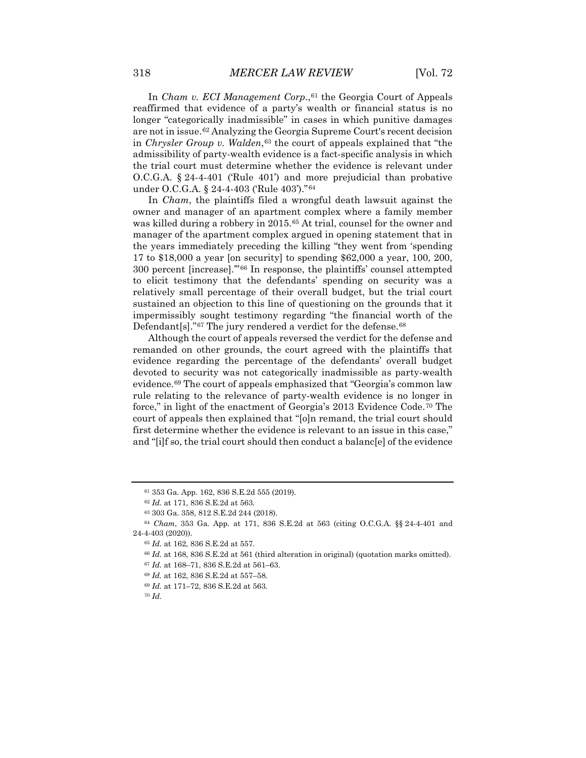In *Cham v. ECI Management Corp.*,[61] the Georgia Court of Appeals reaffirmed that evidence of a party's wealth or financial status is no longer "categorically inadmissible" in cases in which punitive damages are not in issue.[62] Analyzing the Georgia Supreme Court's recent decision in *Chrysler Group v. Walden*,[63] the court of appeals explained that "the admissibility of party-wealth evidence is a fact-specific analysis in which the trial court must determine whether the evidence is relevant under O.C.G.A. § 24-4-401 ('Rule 401') and more prejudicial than probative under O.C.G.A. § 24-4-403 ('Rule 403')."[64]

In *Cham*, the plaintiffs filed a wrongful death lawsuit against the owner and manager of an apartment complex where a family member was killed during a robbery in 2015.[65] At trial, counsel for the owner and manager of the apartment complex argued in opening statement that in the years immediately preceding the killing "they went from 'spending 17 to $18,000 a year [on security] to spending $62,000 a year, 100, 200, 300 percent [increase].'"[66] In response, the plaintiffs' counsel attempted to elicit testimony that the defendants' spending on security was a relatively small percentage of their overall budget, but the trial court sustained an objection to this line of questioning on the grounds that it impermissibly sought testimony regarding "the financial worth of the Defendant[s]."[67] The jury rendered a verdict for the defense.[68]

Although the court of appeals reversed the verdict for the defense and remanded on other grounds, the court agreed with the plaintiffs that evidence regarding the percentage of the defendants' overall budget devoted to security was not categorically inadmissible as party-wealth evidence.[69] The court of appeals emphasized that "Georgia's common law rule relating to the relevance of party-wealth evidence is no longer in force," in light of the enactment of Georgia's 2013 Evidence Code.[70] The court of appeals then explained that "[o]n remand, the trial court should first determine whether the evidence is relevant to an issue in this case," and "[i]f so, the trial court should then conduct a balanc[e] of the evidence

---

[61] 353 Ga. App. 162, 836 S.E.2d 555 (2019).

[62] *Id.* at 171, 836 S.E.2d at 563.

[63] 303 Ga. 358, 812 S.E.2d 244 (2018).

[64] *Cham*, 353 Ga. App. at 171, 836 S.E.2d at 563 (citing O.C.G.A. §§ 24-4-401 and 24-4-403 (2020)).

[65] *Id.* at 162, 836 S.E.2d at 557.

[66] *Id.* at 168, 836 S.E.2d at 561 (third alteration in original) (quotation marks omitted).

[67] *Id.* at 168–71, 836 S.E.2d at 561–63.

[68] *Id.* at 162, 836 S.E.2d at 557–58.

[69] *Id.* at 171–72, 836 S.E.2d at 563.

[70] *Id.*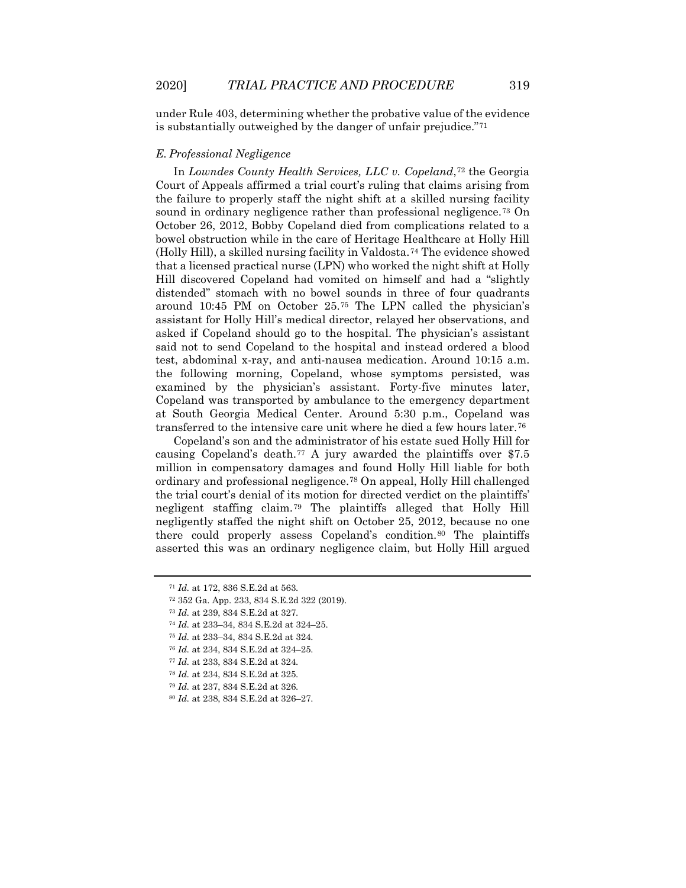under Rule 403, determining whether the probative value of the evidence is substantially outweighed by the danger of unfair prejudice."[71]

### E. Professional Negligence

In *Lowndes County Health Services, LLC v. Copeland*,[72] the Georgia Court of Appeals affirmed a trial court's ruling that claims arising from the failure to properly staff the night shift at a skilled nursing facility sound in ordinary negligence rather than professional negligence.[73] On October 26, 2012, Bobby Copeland died from complications related to a bowel obstruction while in the care of Heritage Healthcare at Holly Hill (Holly Hill), a skilled nursing facility in Valdosta.[74] The evidence showed that a licensed practical nurse (LPN) who worked the night shift at Holly Hill discovered Copeland had vomited on himself and had a "slightly distended" stomach with no bowel sounds in three of four quadrants around 10:45 PM on October 25.[75] The LPN called the physician's assistant for Holly Hill's medical director, relayed her observations, and asked if Copeland should go to the hospital. The physician's assistant said not to send Copeland to the hospital and instead ordered a blood test, abdominal x-ray, and anti-nausea medication. Around 10:15 a.m. the following morning, Copeland, whose symptoms persisted, was examined by the physician's assistant. Forty-five minutes later, Copeland was transported by ambulance to the emergency department at South Georgia Medical Center. Around 5:30 p.m., Copeland was transferred to the intensive care unit where he died a few hours later.[76]

Copeland's son and the administrator of his estate sued Holly Hill for causing Copeland's death.[77] A jury awarded the plaintiffs over $7.5 million in compensatory damages and found Holly Hill liable for both ordinary and professional negligence.[78] On appeal, Holly Hill challenged the trial court's denial of its motion for directed verdict on the plaintiffs' negligent staffing claim.[79] The plaintiffs alleged that Holly Hill negligently staffed the night shift on October 25, 2012, because no one there could properly assess Copeland's condition.[80] The plaintiffs asserted this was an ordinary negligence claim, but Holly Hill argued

---

[71] *Id.* at 172, 836 S.E.2d at 563.

[72] 352 Ga. App. 233, 834 S.E.2d 322 (2019).

[73] *Id.* at 239, 834 S.E.2d at 327.

[74] *Id.* at 233–34, 834 S.E.2d at 324–25.

[75] *Id.* at 233–34, 834 S.E.2d at 324.

[76] *Id.* at 234, 834 S.E.2d at 324–25.

[77] *Id.* at 233, 834 S.E.2d at 324.

[78] *Id.* at 234, 834 S.E.2d at 325.

[79] *Id.* at 237, 834 S.E.2d at 326.

[80] *Id.* at 238, 834 S.E.2d at 326–27.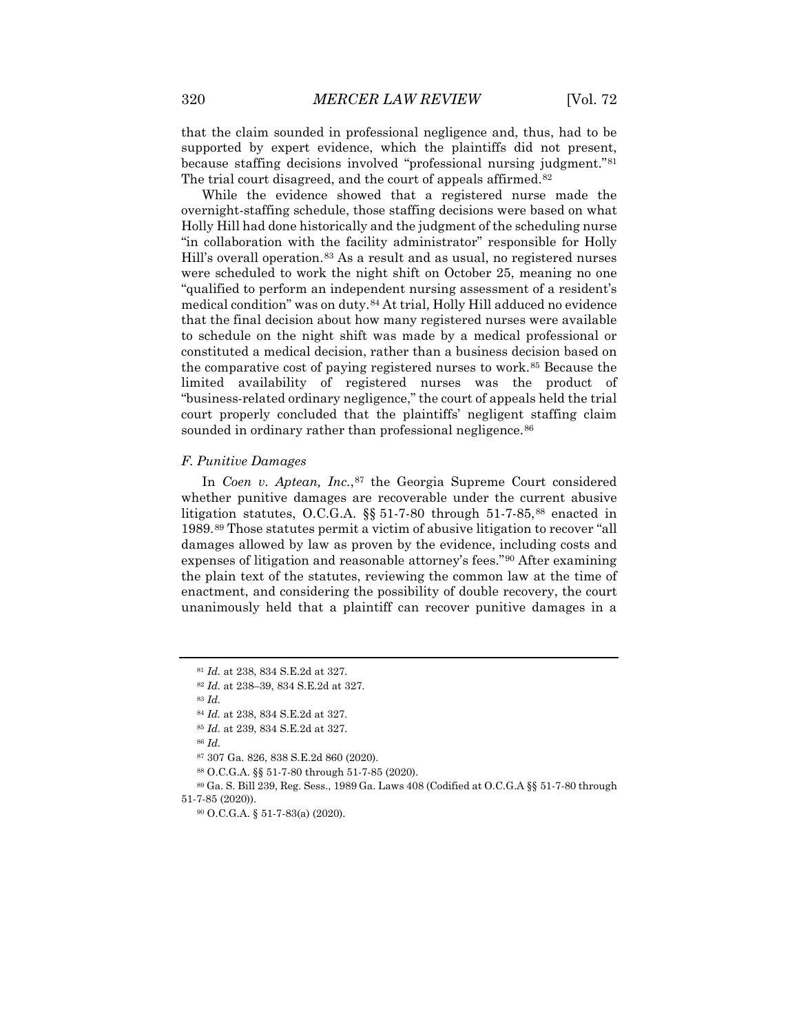that the claim sounded in professional negligence and, thus, had to be supported by expert evidence, which the plaintiffs did not present, because staffing decisions involved "professional nursing judgment."[81] The trial court disagreed, and the court of appeals affirmed.[82]

While the evidence showed that a registered nurse made the overnight-staffing schedule, those staffing decisions were based on what Holly Hill had done historically and the judgment of the scheduling nurse "in collaboration with the facility administrator" responsible for Holly Hill's overall operation.[83] As a result and as usual, no registered nurses were scheduled to work the night shift on October 25, meaning no one "qualified to perform an independent nursing assessment of a resident's medical condition" was on duty.[84] At trial, Holly Hill adduced no evidence that the final decision about how many registered nurses were available to schedule on the night shift was made by a medical professional or constituted a medical decision, rather than a business decision based on the comparative cost of paying registered nurses to work.[85] Because the limited availability of registered nurses was the product of "business-related ordinary negligence," the court of appeals held the trial court properly concluded that the plaintiffs' negligent staffing claim sounded in ordinary rather than professional negligence.[86]

### *F. Punitive Damages*

In *Coen v. Aptean, Inc.*,[87] the Georgia Supreme Court considered whether punitive damages are recoverable under the current abusive litigation statutes, O.C.G.A. §§ 51-7-80 through 51-7-85,[88] enacted in 1989.[89] Those statutes permit a victim of abusive litigation to recover "all damages allowed by law as proven by the evidence, including costs and expenses of litigation and reasonable attorney's fees."[90] After examining the plain text of the statutes, reviewing the common law at the time of enactment, and considering the possibility of double recovery, the court unanimously held that a plaintiff can recover punitive damages in a

---

[81] *Id.* at 238, 834 S.E.2d at 327.

[82] *Id.* at 238–39, 834 S.E.2d at 327.

[83] *Id.*

[84] *Id.* at 238, 834 S.E.2d at 327.

[85] *Id.* at 239, 834 S.E.2d at 327.

[86] *Id.*

[87] 307 Ga. 826, 838 S.E.2d 860 (2020).

[88] O.C.G.A. §§ 51-7-80 through 51-7-85 (2020).

[89] Ga. S. Bill 239, Reg. Sess., 1989 Ga. Laws 408 (Codified at O.C.G.A §§ 51-7-80 through 51-7-85 (2020)).

[90] O.C.G.A. § 51-7-83(a) (2020).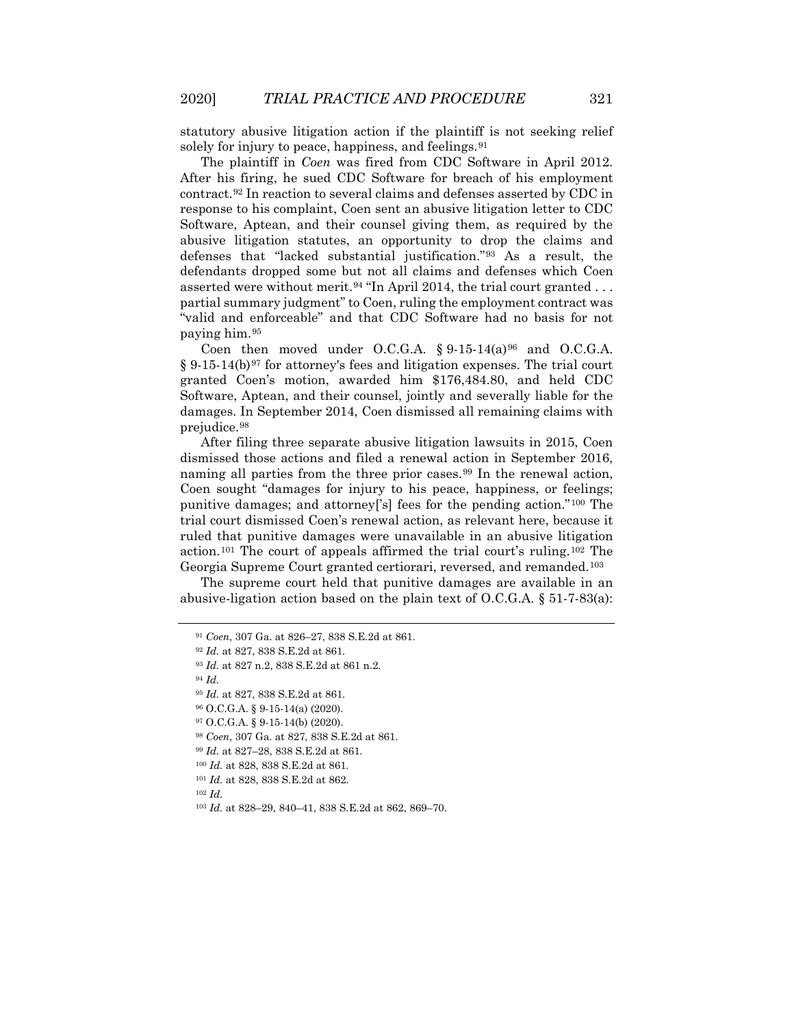statutory abusive litigation action if the plaintiff is not seeking relief solely for injury to peace, happiness, and feelings.[91]

The plaintiff in *Coen* was fired from CDC Software in April 2012. After his firing, he sued CDC Software for breach of his employment contract.[92] In reaction to several claims and defenses asserted by CDC in response to his complaint, Coen sent an abusive litigation letter to CDC Software, Aptean, and their counsel giving them, as required by the abusive litigation statutes, an opportunity to drop the claims and defenses that "lacked substantial justification."[93] As a result, the defendants dropped some but not all claims and defenses which Coen asserted were without merit.[94] "In April 2014, the trial court granted . . . partial summary judgment" to Coen, ruling the employment contract was "valid and enforceable" and that CDC Software had no basis for not paying him.[95]

Coen then moved under O.C.G.A. § 9-15-14(a)[96] and O.C.G.A. § 9-15-14(b)[97] for attorney's fees and litigation expenses. The trial court granted Coen's motion, awarded him $176,484.80, and held CDC Software, Aptean, and their counsel, jointly and severally liable for the damages. In September 2014, Coen dismissed all remaining claims with prejudice.[98]

After filing three separate abusive litigation lawsuits in 2015, Coen dismissed those actions and filed a renewal action in September 2016, naming all parties from the three prior cases.[99] In the renewal action, Coen sought "damages for injury to his peace, happiness, or feelings; punitive damages; and attorney['s] fees for the pending action."[100] The trial court dismissed Coen's renewal action, as relevant here, because it ruled that punitive damages were unavailable in an abusive litigation action.[101] The court of appeals affirmed the trial court's ruling.[102] The Georgia Supreme Court granted certiorari, reversed, and remanded.[103]

The supreme court held that punitive damages are available in an abusive-ligation action based on the plain text of O.C.G.A. § 51-7-83(a):

---

[91] *Coen*, 307 Ga. at 826–27, 838 S.E.2d at 861.

[92] *Id.* at 827, 838 S.E.2d at 861.

[93] *Id.* at 827 n.2, 838 S.E.2d at 861 n.2.

[94] *Id.*

[95] *Id.* at 827, 838 S.E.2d at 861.

[96] O.C.G.A. § 9-15-14(a) (2020).

[97] O.C.G.A. § 9-15-14(b) (2020).

[98] *Coen*, 307 Ga. at 827, 838 S.E.2d at 861.

[99] *Id.* at 827–28, 838 S.E.2d at 861.

[100] *Id.* at 828, 838 S.E.2d at 861.

[101] *Id.* at 828, 838 S.E.2d at 862.

[102] *Id.*

[103] *Id.* at 828–29, 840–41, 838 S.E.2d at 862, 869–70.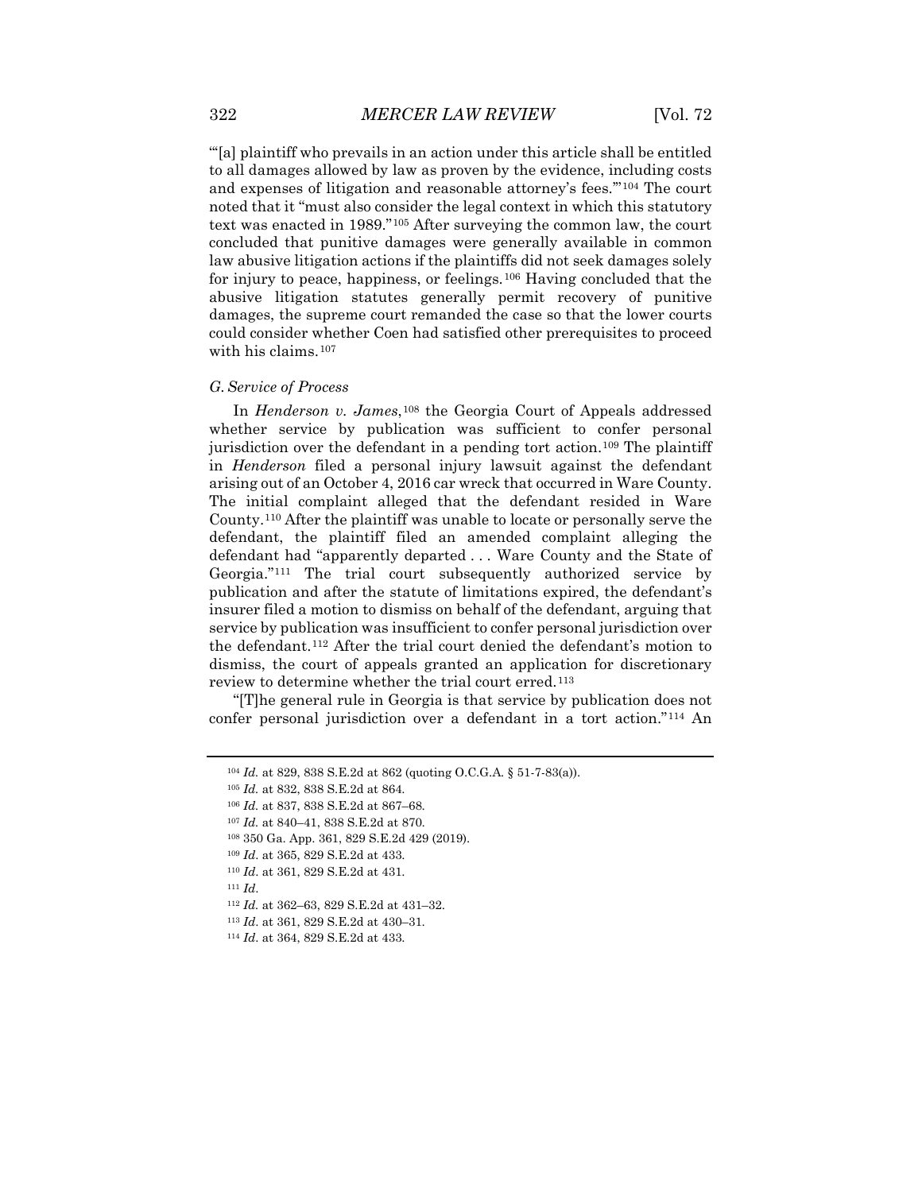"'[a] plaintiff who prevails in an action under this article shall be entitled to all damages allowed by law as proven by the evidence, including costs and expenses of litigation and reasonable attorney's fees.'"[104] The court noted that it "must also consider the legal context in which this statutory text was enacted in 1989."[105] After surveying the common law, the court concluded that punitive damages were generally available in common law abusive litigation actions if the plaintiffs did not seek damages solely for injury to peace, happiness, or feelings.[106] Having concluded that the abusive litigation statutes generally permit recovery of punitive damages, the supreme court remanded the case so that the lower courts could consider whether Coen had satisfied other prerequisites to proceed with his claims.[107]

### *G. Service of Process*

In *Henderson v. James*,[108] the Georgia Court of Appeals addressed whether service by publication was sufficient to confer personal jurisdiction over the defendant in a pending tort action.[109] The plaintiff in *Henderson* filed a personal injury lawsuit against the defendant arising out of an October 4, 2016 car wreck that occurred in Ware County. The initial complaint alleged that the defendant resided in Ware County.[110] After the plaintiff was unable to locate or personally serve the defendant, the plaintiff filed an amended complaint alleging the defendant had "apparently departed . . . Ware County and the State of Georgia."[111] The trial court subsequently authorized service by publication and after the statute of limitations expired, the defendant's insurer filed a motion to dismiss on behalf of the defendant, arguing that service by publication was insufficient to confer personal jurisdiction over the defendant.[112] After the trial court denied the defendant's motion to dismiss, the court of appeals granted an application for discretionary review to determine whether the trial court erred.[113]

"[T]he general rule in Georgia is that service by publication does not confer personal jurisdiction over a defendant in a tort action."[114] An

---

[104] *Id.* at 829, 838 S.E.2d at 862 (quoting O.C.G.A. § 51-7-83(a)).

[105] *Id.* at 832, 838 S.E.2d at 864.

[106] *Id.* at 837, 838 S.E.2d at 867–68.

[107] *Id.* at 840–41, 838 S.E.2d at 870.

[108] 350 Ga. App. 361, 829 S.E.2d 429 (2019).

[109] *Id*. at 365, 829 S.E.2d at 433.

[110] *Id*. at 361, 829 S.E.2d at 431.

[111] *Id*.

[112] *Id.* at 362–63, 829 S.E.2d at 431–32.

[113] *Id*. at 361, 829 S.E.2d at 430–31.

[114] *Id*. at 364, 829 S.E.2d at 433.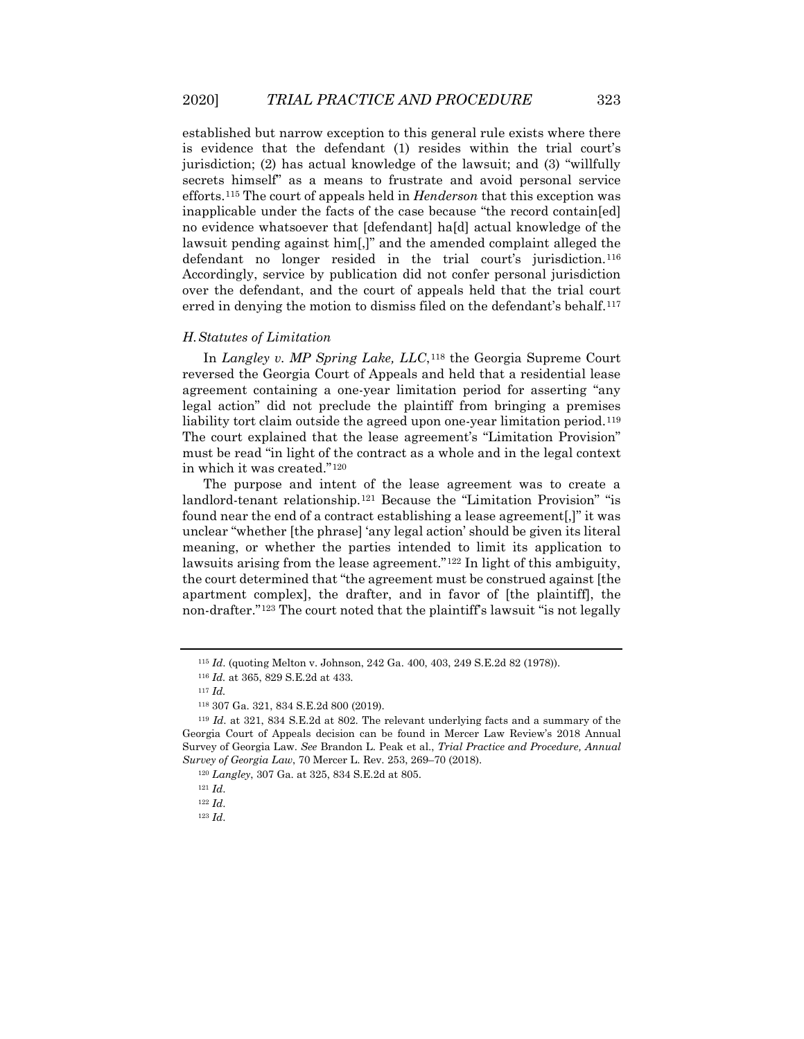established but narrow exception to this general rule exists where there is evidence that the defendant (1) resides within the trial court's jurisdiction; (2) has actual knowledge of the lawsuit; and (3) "willfully secrets himself" as a means to frustrate and avoid personal service efforts.[115] The court of appeals held in *Henderson* that this exception was inapplicable under the facts of the case because "the record contain[ed] no evidence whatsoever that [defendant] ha[d] actual knowledge of the lawsuit pending against him[,]" and the amended complaint alleged the defendant no longer resided in the trial court's jurisdiction.[116] Accordingly, service by publication did not confer personal jurisdiction over the defendant, and the court of appeals held that the trial court erred in denying the motion to dismiss filed on the defendant's behalf.[117]

### *H. Statutes of Limitation*

In *Langley v. MP Spring Lake, LLC*,[118] the Georgia Supreme Court reversed the Georgia Court of Appeals and held that a residential lease agreement containing a one-year limitation period for asserting "any legal action" did not preclude the plaintiff from bringing a premises liability tort claim outside the agreed upon one-year limitation period.[119] The court explained that the lease agreement's "Limitation Provision" must be read "in light of the contract as a whole and in the legal context in which it was created."[120]

The purpose and intent of the lease agreement was to create a landlord-tenant relationship.[121] Because the "Limitation Provision" "is found near the end of a contract establishing a lease agreement[,]" it was unclear "whether [the phrase] 'any legal action' should be given its literal meaning, or whether the parties intended to limit its application to lawsuits arising from the lease agreement."[122] In light of this ambiguity, the court determined that "the agreement must be construed against [the apartment complex], the drafter, and in favor of [the plaintiff], the non-drafter."[123] The court noted that the plaintiff's lawsuit "is not legally

---

[115] *Id.* (quoting Melton v. Johnson, 242 Ga. 400, 403, 249 S.E.2d 82 (1978)).

[116] *Id.* at 365, 829 S.E.2d at 433.

[117] *Id.*

[118] 307 Ga. 321, 834 S.E.2d 800 (2019).

[119] *Id.* at 321, 834 S.E.2d at 802. The relevant underlying facts and a summary of the Georgia Court of Appeals decision can be found in Mercer Law Review's 2018 Annual Survey of Georgia Law. *See* Brandon L. Peak et al., *Trial Practice and Procedure, Annual Survey of Georgia Law*, 70 Mercer L. Rev. 253, 269–70 (2018).

[120] *Langley*, 307 Ga. at 325, 834 S.E.2d at 805.

[121] *Id.*

[122] *Id.*

[123] *Id.*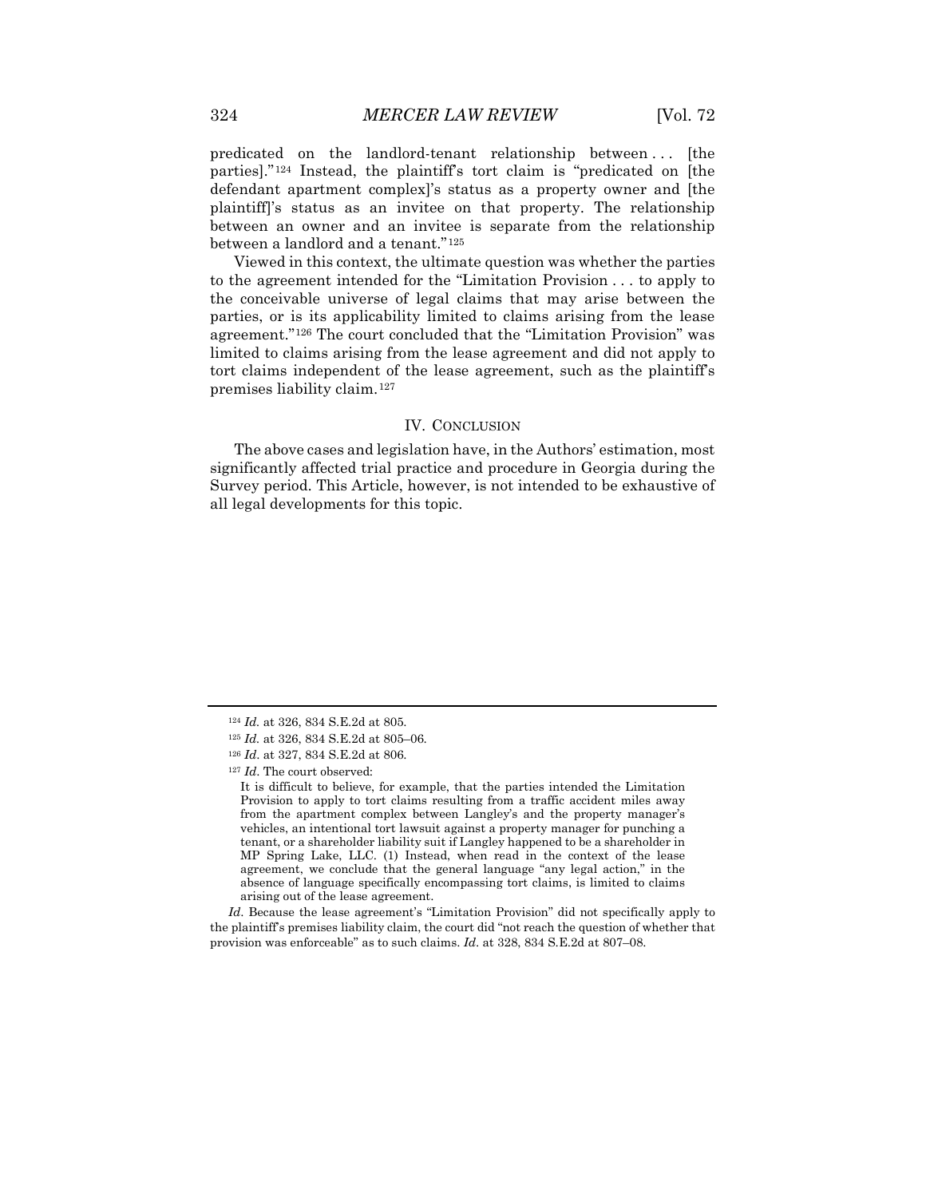predicated on the landlord-tenant relationship between . . . [the parties]."[124] Instead, the plaintiff's tort claim is "predicated on [the defendant apartment complex]'s status as a property owner and [the plaintiff]'s status as an invitee on that property. The relationship between an owner and an invitee is separate from the relationship between a landlord and a tenant."[125]

Viewed in this context, the ultimate question was whether the parties to the agreement intended for the "Limitation Provision . . . to apply to the conceivable universe of legal claims that may arise between the parties, or is its applicability limited to claims arising from the lease agreement."[126] The court concluded that the "Limitation Provision" was limited to claims arising from the lease agreement and did not apply to tort claims independent of the lease agreement, such as the plaintiff's premises liability claim.[127]

## IV. CONCLUSION

The above cases and legislation have, in the Authors' estimation, most significantly affected trial practice and procedure in Georgia during the Survey period. This Article, however, is not intended to be exhaustive of all legal developments for this topic.

---

[124] *Id.* at 326, 834 S.E.2d at 805.

[125] *Id.* at 326, 834 S.E.2d at 805–06.

[126] *Id.* at 327, 834 S.E.2d at 806.

[127] *Id*. The court observed:

> It is difficult to believe, for example, that the parties intended the Limitation Provision to apply to tort claims resulting from a traffic accident miles away from the apartment complex between Langley's and the property manager's vehicles, an intentional tort lawsuit against a property manager for punching a tenant, or a shareholder liability suit if Langley happened to be a shareholder in MP Spring Lake, LLC. (1) Instead, when read in the context of the lease agreement, we conclude that the general language "any legal action," in the absence of language specifically encompassing tort claims, is limited to claims arising out of the lease agreement.

*Id*. Because the lease agreement's "Limitation Provision" did not specifically apply to the plaintiff's premises liability claim, the court did "not reach the question of whether that provision was enforceable" as to such claims. *Id*. at 328, 834 S.E.2d at 807–08.